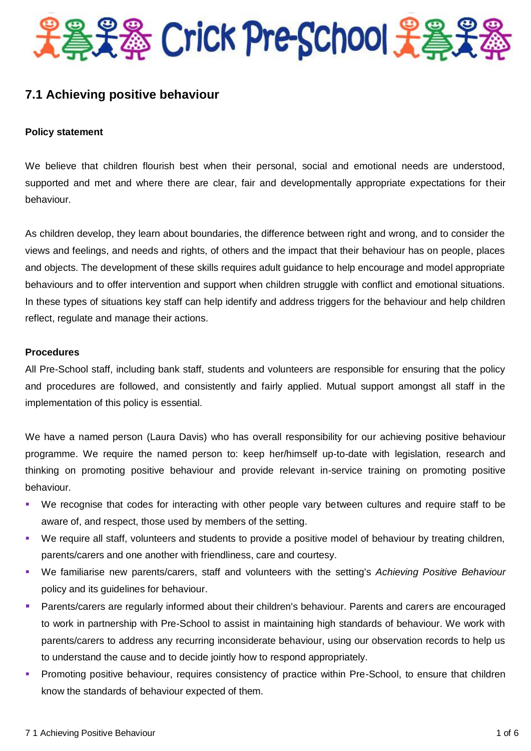# Crick Pre-School

## 7.1 Achieving positive behaviour

**Policy statement**

We believe that children flourish best when their personal, social and emotional needs are understood, supported and met and where there are clear, fair and developmentally appropriate expectations for their behaviour.

As children develop, they learn about boundaries, the difference between right and wrong, and to consider the views and feelings, and needs and rights, of others and the impact that their behaviour has on people, places and objects. The development of these skills requires adult guidance to help encourage and model appropriate behaviours and to offer intervention and support when children struggle with conflict and emotional situations. In these types of situations key staff can help identify and address triggers for the behaviour and help children reflect, regulate and manage their actions.

**Procedures**

All Pre-School staff, including bank staff, students and volunteers are responsible for ensuring that the policy and procedures are followed, and consistently and fairly applied. Mutual support amongst all staff in the implementation of this policy is essential.

We have a named person (Laura Davis) who has overall responsibility for our achieving positive behaviour programme. We require the named person to: keep her/himself up-to-date with legislation, research and thinking on promoting positive behaviour and provide relevant in-service training on promoting positive behaviour.

- We recognise that codes for interacting with other people vary between cultures and require staff to be aware of, and respect, those used by members of the setting.
- We require all staff, volunteers and students to provide a positive model of behaviour by treating children, parents/carers and one another with friendliness, care and courtesy.
- We familiarise new parents/carers, staff and volunteers with the setting's *Achieving Positive Behaviour* policy and its guidelines for behaviour.
- Parents/carers are regularly informed about their children's behaviour. Parents and carers are encouraged to work in partnership with Pre-School to assist in maintaining high standards of behaviour. We work with parents/carers to address any recurring inconsiderate behaviour, using our observation records to help us to understand the cause and to decide jointly how to respond appropriately.
- Promoting positive behaviour, requires consistency of practice within Pre-School, to ensure that children know the standards of behaviour expected of them.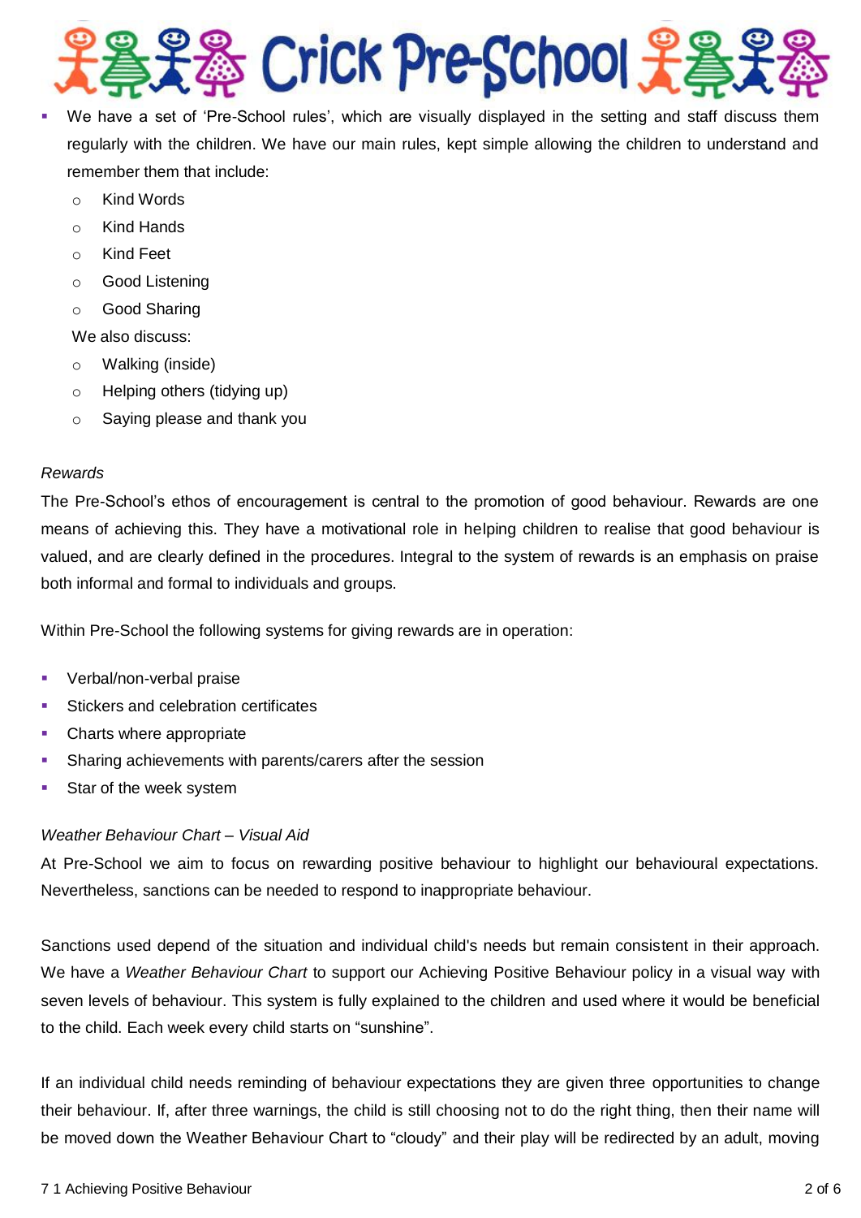- We have a set of 'Pre-School rules', which are visually displayed in the setting and staff discuss them regularly with the children. We have our main rules, kept simple allowing the children to understand and remember them that include:
  - Kind Words
  - Kind Hands
  - Kind Feet
  - Good Listening
  - Good Sharing

  We also discuss:
  - Walking (inside)
  - Helping others (tidying up)
  - Saying please and thank you

*Rewards*

The Pre-School's ethos of encouragement is central to the promotion of good behaviour. Rewards are one means of achieving this. They have a motivational role in helping children to realise that good behaviour is valued, and are clearly defined in the procedures. Integral to the system of rewards is an emphasis on praise both informal and formal to individuals and groups.

Within Pre-School the following systems for giving rewards are in operation:

- Verbal/non-verbal praise
- Stickers and celebration certificates
- Charts where appropriate
- Sharing achievements with parents/carers after the session
- Star of the week system

*Weather Behaviour Chart – Visual Aid*

At Pre-School we aim to focus on rewarding positive behaviour to highlight our behavioural expectations. Nevertheless, sanctions can be needed to respond to inappropriate behaviour.

Sanctions used depend of the situation and individual child's needs but remain consistent in their approach. We have a *Weather Behaviour Chart* to support our Achieving Positive Behaviour policy in a visual way with seven levels of behaviour. This system is fully explained to the children and used where it would be beneficial to the child. Each week every child starts on "sunshine".

If an individual child needs reminding of behaviour expectations they are given three opportunities to change their behaviour. If, after three warnings, the child is still choosing not to do the right thing, then their name will be moved down the Weather Behaviour Chart to "cloudy" and their play will be redirected by an adult, moving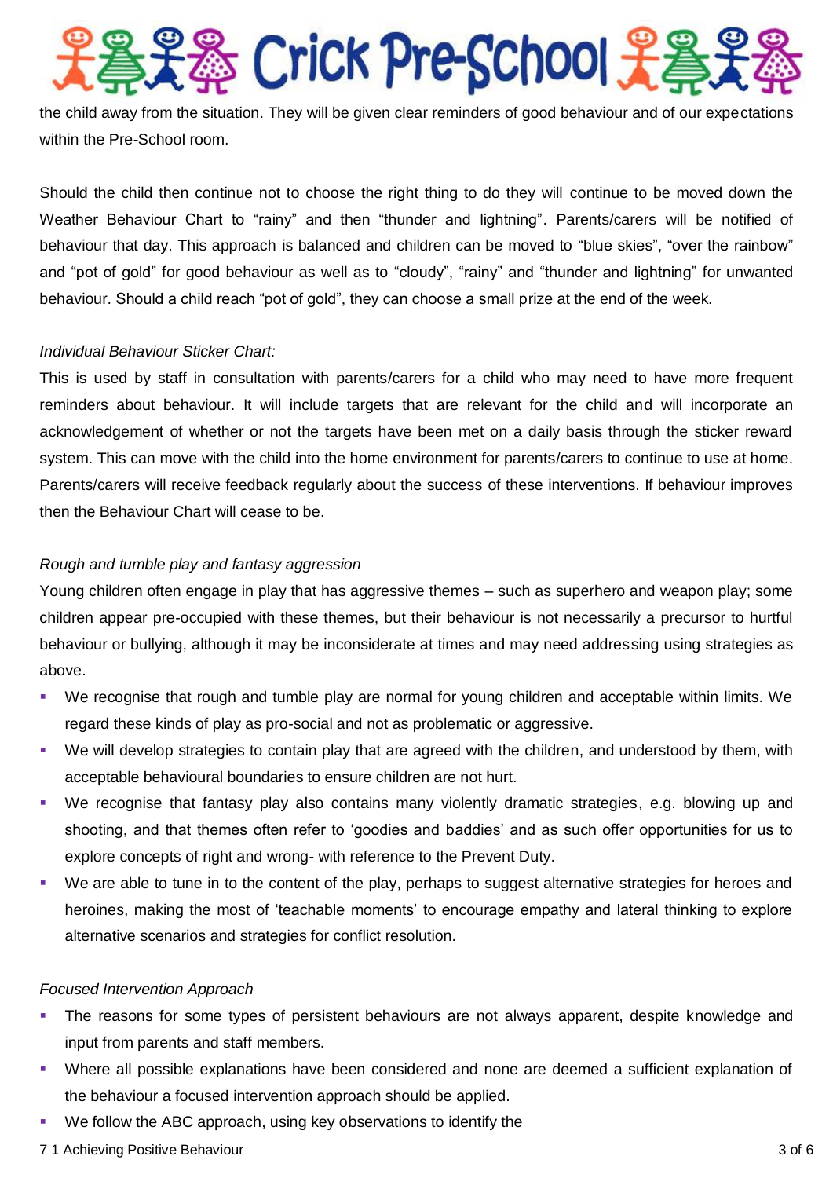the child away from the situation. They will be given clear reminders of good behaviour and of our expectations within the Pre-School room.

Should the child then continue not to choose the right thing to do they will continue to be moved down the Weather Behaviour Chart to "rainy" and then "thunder and lightning". Parents/carers will be notified of behaviour that day. This approach is balanced and children can be moved to "blue skies", "over the rainbow" and "pot of gold" for good behaviour as well as to "cloudy", "rainy" and "thunder and lightning" for unwanted behaviour. Should a child reach "pot of gold", they can choose a small prize at the end of the week.

*Individual Behaviour Sticker Chart:*

This is used by staff in consultation with parents/carers for a child who may need to have more frequent reminders about behaviour. It will include targets that are relevant for the child and will incorporate an acknowledgement of whether or not the targets have been met on a daily basis through the sticker reward system. This can move with the child into the home environment for parents/carers to continue to use at home. Parents/carers will receive feedback regularly about the success of these interventions. If behaviour improves then the Behaviour Chart will cease to be.

*Rough and tumble play and fantasy aggression*

Young children often engage in play that has aggressive themes – such as superhero and weapon play; some children appear pre-occupied with these themes, but their behaviour is not necessarily a precursor to hurtful behaviour or bullying, although it may be inconsiderate at times and may need addressing using strategies as above.

- We recognise that rough and tumble play are normal for young children and acceptable within limits. We regard these kinds of play as pro-social and not as problematic or aggressive.
- We will develop strategies to contain play that are agreed with the children, and understood by them, with acceptable behavioural boundaries to ensure children are not hurt.
- We recognise that fantasy play also contains many violently dramatic strategies, e.g. blowing up and shooting, and that themes often refer to 'goodies and baddies' and as such offer opportunities for us to explore concepts of right and wrong- with reference to the Prevent Duty.
- We are able to tune in to the content of the play, perhaps to suggest alternative strategies for heroes and heroines, making the most of 'teachable moments' to encourage empathy and lateral thinking to explore alternative scenarios and strategies for conflict resolution.

*Focused Intervention Approach*

- The reasons for some types of persistent behaviours are not always apparent, despite knowledge and input from parents and staff members.
- Where all possible explanations have been considered and none are deemed a sufficient explanation of the behaviour a focused intervention approach should be applied.
- We follow the ABC approach, using key observations to identify the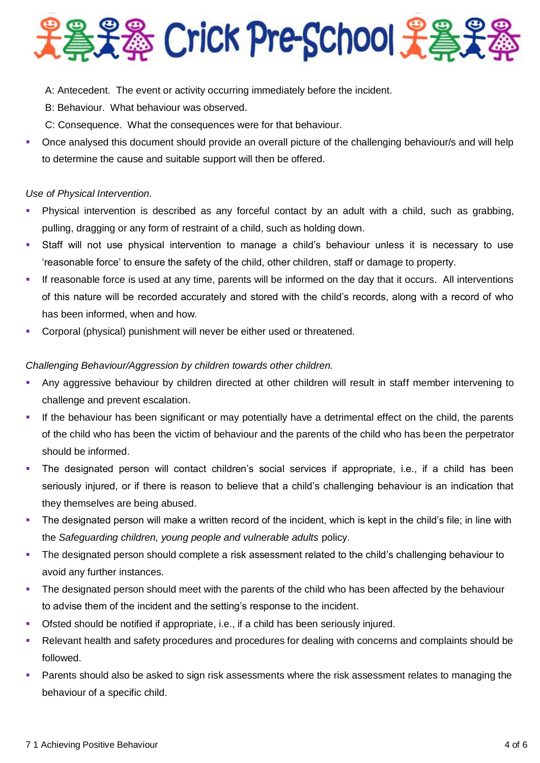A: Antecedent. The event or activity occurring immediately before the incident.

B: Behaviour. What behaviour was observed.

C: Consequence. What the consequences were for that behaviour.

- Once analysed this document should provide an overall picture of the challenging behaviour/s and will help to determine the cause and suitable support will then be offered.

*Use of Physical Intervention.*

- Physical intervention is described as any forceful contact by an adult with a child, such as grabbing, pulling, dragging or any form of restraint of a child, such as holding down.
- Staff will not use physical intervention to manage a child's behaviour unless it is necessary to use 'reasonable force' to ensure the safety of the child, other children, staff or damage to property.
- If reasonable force is used at any time, parents will be informed on the day that it occurs. All interventions of this nature will be recorded accurately and stored with the child's records, along with a record of who has been informed, when and how.
- Corporal (physical) punishment will never be either used or threatened.

*Challenging Behaviour/Aggression by children towards other children.*

- Any aggressive behaviour by children directed at other children will result in staff member intervening to challenge and prevent escalation.
- If the behaviour has been significant or may potentially have a detrimental effect on the child, the parents of the child who has been the victim of behaviour and the parents of the child who has been the perpetrator should be informed.
- The designated person will contact children's social services if appropriate, i.e., if a child has been seriously injured, or if there is reason to believe that a child's challenging behaviour is an indication that they themselves are being abused.
- The designated person will make a written record of the incident, which is kept in the child's file; in line with the *Safeguarding children, young people and vulnerable adults* policy.
- The designated person should complete a risk assessment related to the child's challenging behaviour to avoid any further instances.
- The designated person should meet with the parents of the child who has been affected by the behaviour to advise them of the incident and the setting's response to the incident.
- Ofsted should be notified if appropriate, i.e., if a child has been seriously injured.
- Relevant health and safety procedures and procedures for dealing with concerns and complaints should be followed.
- Parents should also be asked to sign risk assessments where the risk assessment relates to managing the behaviour of a specific child.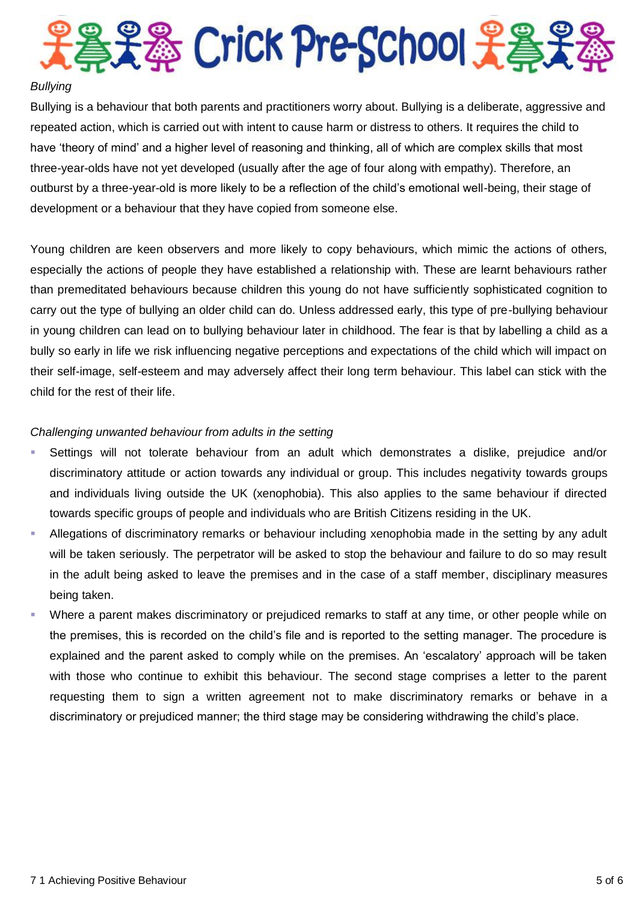*Bullying*

Bullying is a behaviour that both parents and practitioners worry about. Bullying is a deliberate, aggressive and repeated action, which is carried out with intent to cause harm or distress to others. It requires the child to have 'theory of mind' and a higher level of reasoning and thinking, all of which are complex skills that most three-year-olds have not yet developed (usually after the age of four along with empathy). Therefore, an outburst by a three-year-old is more likely to be a reflection of the child's emotional well-being, their stage of development or a behaviour that they have copied from someone else.

Young children are keen observers and more likely to copy behaviours, which mimic the actions of others, especially the actions of people they have established a relationship with. These are learnt behaviours rather than premeditated behaviours because children this young do not have sufficiently sophisticated cognition to carry out the type of bullying an older child can do. Unless addressed early, this type of pre-bullying behaviour in young children can lead on to bullying behaviour later in childhood. The fear is that by labelling a child as a bully so early in life we risk influencing negative perceptions and expectations of the child which will impact on their self-image, self-esteem and may adversely affect their long term behaviour. This label can stick with the child for the rest of their life.

*Challenging unwanted behaviour from adults in the setting*

- Settings will not tolerate behaviour from an adult which demonstrates a dislike, prejudice and/or discriminatory attitude or action towards any individual or group. This includes negativity towards groups and individuals living outside the UK (xenophobia). This also applies to the same behaviour if directed towards specific groups of people and individuals who are British Citizens residing in the UK.
- Allegations of discriminatory remarks or behaviour including xenophobia made in the setting by any adult will be taken seriously. The perpetrator will be asked to stop the behaviour and failure to do so may result in the adult being asked to leave the premises and in the case of a staff member, disciplinary measures being taken.
- Where a parent makes discriminatory or prejudiced remarks to staff at any time, or other people while on the premises, this is recorded on the child's file and is reported to the setting manager. The procedure is explained and the parent asked to comply while on the premises. An 'escalatory' approach will be taken with those who continue to exhibit this behaviour. The second stage comprises a letter to the parent requesting them to sign a written agreement not to make discriminatory remarks or behave in a discriminatory or prejudiced manner; the third stage may be considering withdrawing the child's place.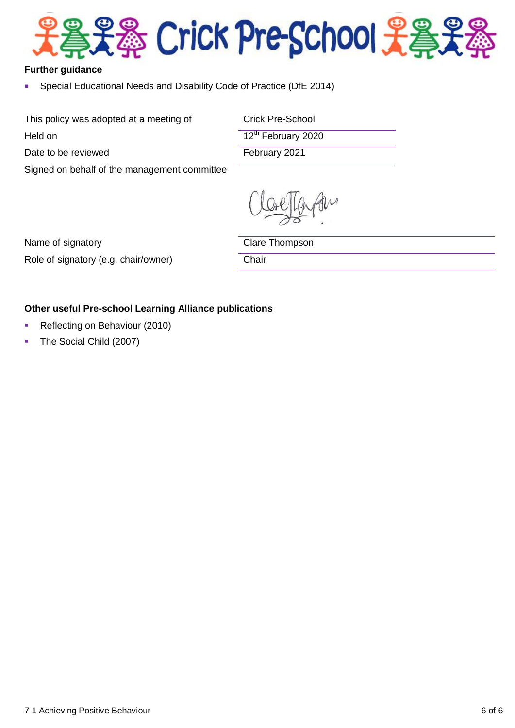**Further guidance**

- Special Educational Needs and Disability Code of Practice (DfE 2014)

| | |
|---|---|
| This policy was adopted at a meeting of | Crick Pre-School |
| Held on | 12th February 2020 |
| Date to be reviewed | February 2021 |
| Signed on behalf of the management committee | |
| Name of signatory | Clare Thompson |
| Role of signatory (e.g. chair/owner) | Chair |

**Other useful Pre-school Learning Alliance publications**

- Reflecting on Behaviour (2010)
- The Social Child (2007)